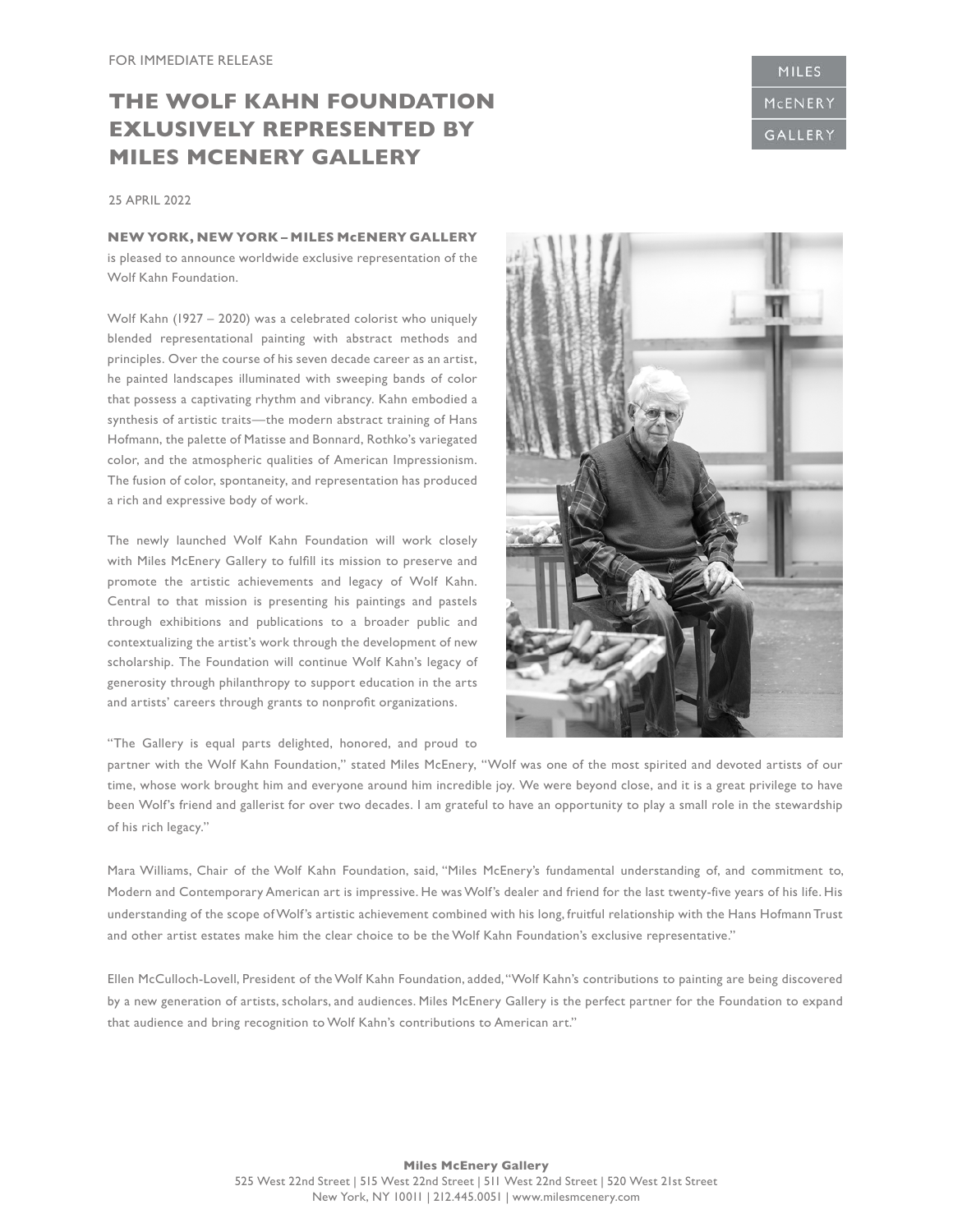FOR IMMEDIATE RELEASE

# THE WOLF KAHN FOUNDATION EXLUSIVELY REPRESENTED BY MILES MCENERY GALLERY

MILES McENERY GALLERY

25 APRIL 2022

**NEW YORK, NEW YORK – MILES McENERY GALLERY** is pleased to announce worldwide exclusive representation of the Wolf Kahn Foundation.

Wolf Kahn (1927 – 2020) was a celebrated colorist who uniquely blended representational painting with abstract methods and principles. Over the course of his seven decade career as an artist, he painted landscapes illuminated with sweeping bands of color that possess a captivating rhythm and vibrancy. Kahn embodied a synthesis of artistic traits—the modern abstract training of Hans Hofmann, the palette of Matisse and Bonnard, Rothko's variegated color, and the atmospheric qualities of American Impressionism. The fusion of color, spontaneity, and representation has produced a rich and expressive body of work.

The newly launched Wolf Kahn Foundation will work closely with Miles McEnery Gallery to fulfill its mission to preserve and promote the artistic achievements and legacy of Wolf Kahn. Central to that mission is presenting his paintings and pastels through exhibitions and publications to a broader public and contextualizing the artist's work through the development of new scholarship. The Foundation will continue Wolf Kahn's legacy of generosity through philanthropy to support education in the arts and artists' careers through grants to nonprofit organizations.

"The Gallery is equal parts delighted, honored, and proud to partner with the Wolf Kahn Foundation," stated Miles McEnery, "Wolf was one of the most spirited and devoted artists of our time, whose work brought him and everyone around him incredible joy. We were beyond close, and it is a great privilege to have been Wolf's friend and gallerist for over two decades. I am grateful to have an opportunity to play a small role in the stewardship of his rich legacy."

Mara Williams, Chair of the Wolf Kahn Foundation, said, "Miles McEnery's fundamental understanding of, and commitment to, Modern and Contemporary American art is impressive. He was Wolf's dealer and friend for the last twenty-five years of his life. His understanding of the scope of Wolf's artistic achievement combined with his long, fruitful relationship with the Hans Hofmann Trust and other artist estates make him the clear choice to be the Wolf Kahn Foundation's exclusive representative."

Ellen McCulloch-Lovell, President of the Wolf Kahn Foundation, added, "Wolf Kahn's contributions to painting are being discovered by a new generation of artists, scholars, and audiences. Miles McEnery Gallery is the perfect partner for the Foundation to expand that audience and bring recognition to Wolf Kahn's contributions to American art."

**Miles McEnery Gallery**
525 West 22nd Street | 515 West 22nd Street | 511 West 22nd Street | 520 West 21st Street
New York, NY 10011 | 212.445.0051 | www.milesmcenery.com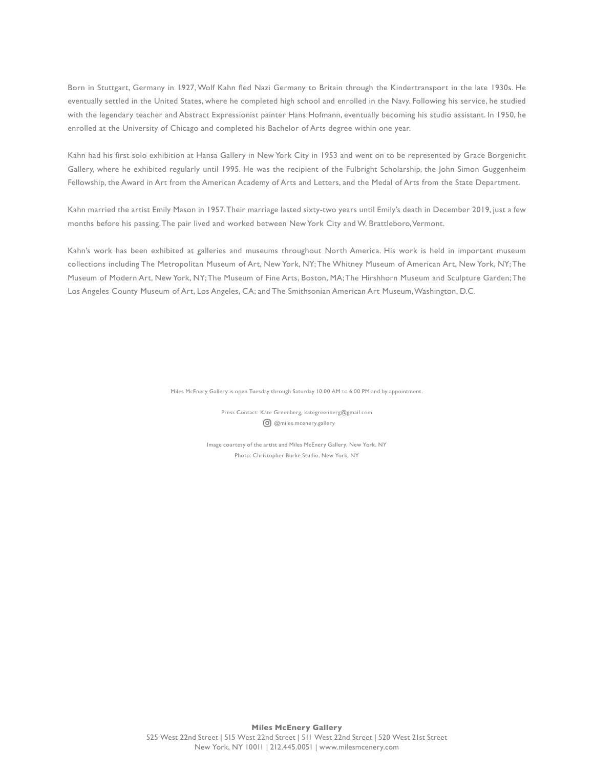Born in Stuttgart, Germany in 1927, Wolf Kahn fled Nazi Germany to Britain through the Kindertransport in the late 1930s. He eventually settled in the United States, where he completed high school and enrolled in the Navy. Following his service, he studied with the legendary teacher and Abstract Expressionist painter Hans Hofmann, eventually becoming his studio assistant. In 1950, he enrolled at the University of Chicago and completed his Bachelor of Arts degree within one year.

Kahn had his first solo exhibition at Hansa Gallery in New York City in 1953 and went on to be represented by Grace Borgenicht Gallery, where he exhibited regularly until 1995. He was the recipient of the Fulbright Scholarship, the John Simon Guggenheim Fellowship, the Award in Art from the American Academy of Arts and Letters, and the Medal of Arts from the State Department.

Kahn married the artist Emily Mason in 1957. Their marriage lasted sixty-two years until Emily's death in December 2019, just a few months before his passing. The pair lived and worked between New York City and W. Brattleboro, Vermont.

Kahn's work has been exhibited at galleries and museums throughout North America. His work is held in important museum collections including The Metropolitan Museum of Art, New York, NY; The Whitney Museum of American Art, New York, NY; The Museum of Modern Art, New York, NY; The Museum of Fine Arts, Boston, MA; The Hirshhorn Museum and Sculpture Garden; The Los Angeles County Museum of Art, Los Angeles, CA; and The Smithsonian American Art Museum, Washington, D.C.

Miles McEnery Gallery is open Tuesday through Saturday 10:00 AM to 6:00 PM and by appointment.

Press Contact: Kate Greenberg, kategreenberg@gmail.com

@miles.mcenery.gallery

Image courtesy of the artist and Miles McEnery Gallery, New York, NY

Photo: Christopher Burke Studio, New York, NY

**Miles McEnery Gallery**

525 West 22nd Street | 515 West 22nd Street | 511 West 22nd Street | 520 West 21st Street

New York, NY 10011 | 212.445.0051 | www.milesmcenery.com